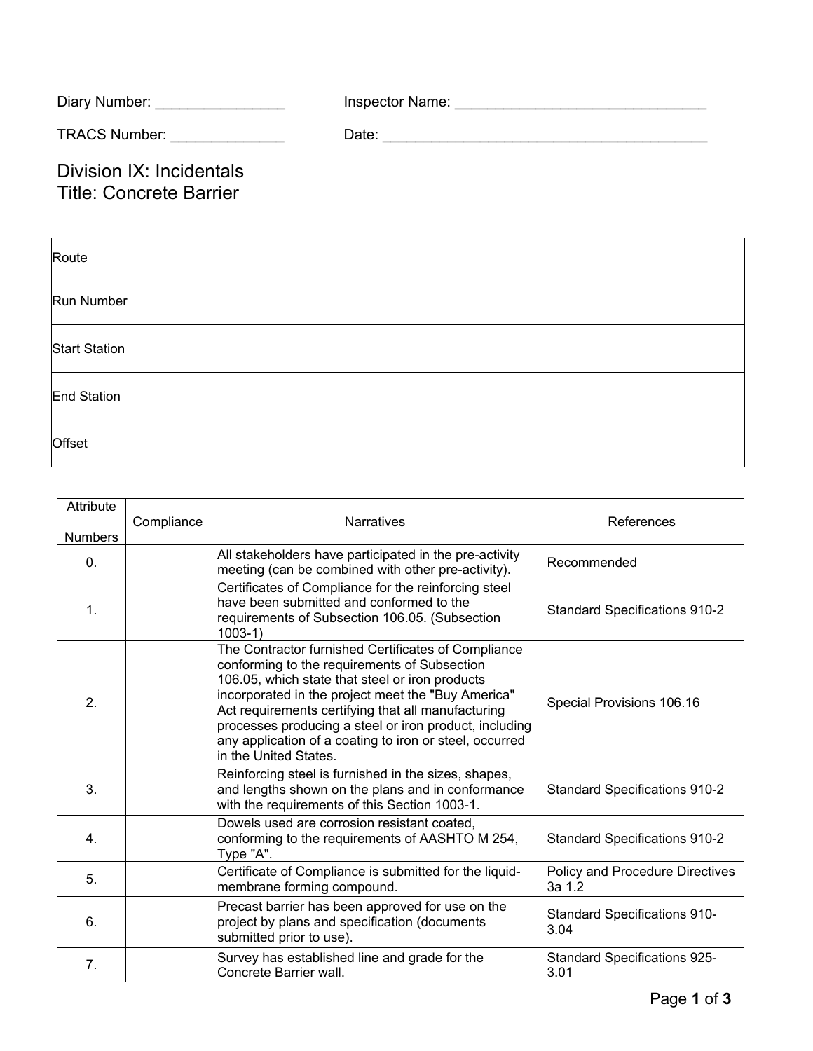Diary Number: ________________ Inspector Name: ________________________________

TRACS Number: ______________ Date: __________________________________________

# Division IX: Incidentals
# Title: Concrete Barrier

| Route | |
|---|---|
| Run Number | |
| Start Station | |
| End Station | |
| Offset | |

| Attribute Numbers | Compliance | Narratives | References |
|---|---|---|---|
| 0. | | All stakeholders have participated in the pre-activity meeting (can be combined with other pre-activity). | Recommended |
| 1. | | Certificates of Compliance for the reinforcing steel have been submitted and conformed to the requirements of Subsection 106.05. (Subsection 1003-1) | Standard Specifications 910-2 |
| 2. | | The Contractor furnished Certificates of Compliance conforming to the requirements of Subsection 106.05, which state that steel or iron products incorporated in the project meet the "Buy America" Act requirements certifying that all manufacturing processes producing a steel or iron product, including any application of a coating to iron or steel, occurred in the United States. | Special Provisions 106.16 |
| 3. | | Reinforcing steel is furnished in the sizes, shapes, and lengths shown on the plans and in conformance with the requirements of this Section 1003-1. | Standard Specifications 910-2 |
| 4. | | Dowels used are corrosion resistant coated, conforming to the requirements of AASHTO M 254, Type "A". | Standard Specifications 910-2 |
| 5. | | Certificate of Compliance is submitted for the liquid-membrane forming compound. | Policy and Procedure Directives 3a 1.2 |
| 6. | | Precast barrier has been approved for use on the project by plans and specification (documents submitted prior to use). | Standard Specifications 910-3.04 |
| 7. | | Survey has established line and grade for the Concrete Barrier wall. | Standard Specifications 925-3.01 |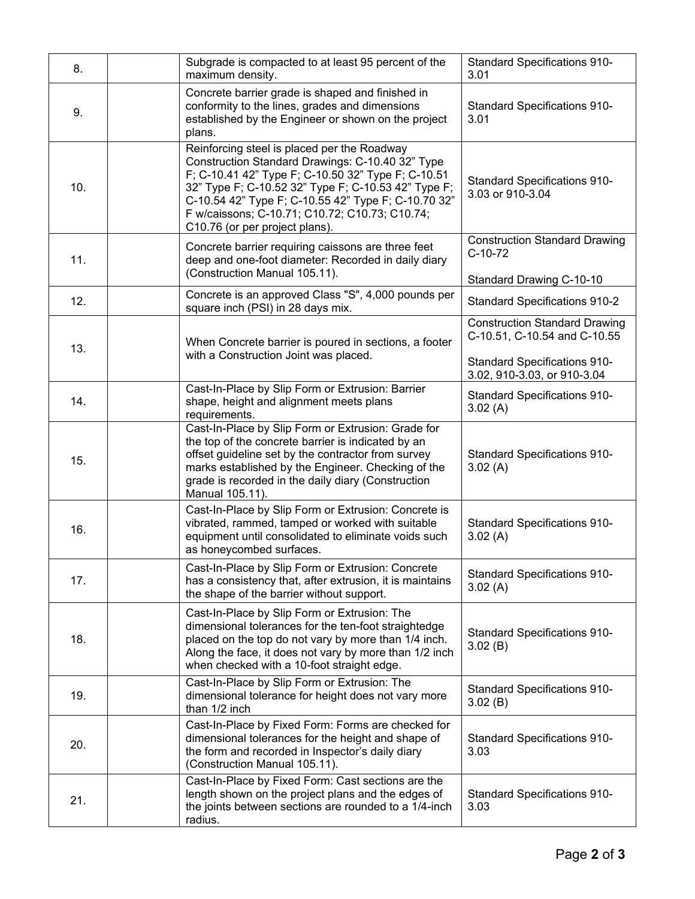| | | | |
|---|---|---|---|
| 8. | | Subgrade is compacted to at least 95 percent of the maximum density. | Standard Specifications 910-3.01 |
| 9. | | Concrete barrier grade is shaped and finished in conformity to the lines, grades and dimensions established by the Engineer or shown on the project plans. | Standard Specifications 910-3.01 |
| 10. | | Reinforcing steel is placed per the Roadway Construction Standard Drawings: C-10.40 32" Type F; C-10.41 42" Type F; C-10.50 32" Type F; C-10.51 32" Type F; C-10.52 32" Type F; C-10.53 42" Type F; C-10.54 42" Type F; C-10.55 42" Type F; C-10.70 32" F w/caissons; C-10.71; C10.72; C10.73; C10.74; C10.76 (or per project plans). | Standard Specifications 910-3.03 or 910-3.04 |
| 11. | | Concrete barrier requiring caissons are three feet deep and one-foot diameter: Recorded in daily diary (Construction Manual 105.11). | Construction Standard Drawing C-10-72<br><br>Standard Drawing C-10-10 |
| 12. | | Concrete is an approved Class "S", 4,000 pounds per square inch (PSI) in 28 days mix. | Standard Specifications 910-2 |
| 13. | | When Concrete barrier is poured in sections, a footer with a Construction Joint was placed. | Construction Standard Drawing C-10.51, C-10.54 and C-10.55<br><br>Standard Specifications 910-3.02, 910-3.03, or 910-3.04 |
| 14. | | Cast-In-Place by Slip Form or Extrusion: Barrier shape, height and alignment meets plans requirements. | Standard Specifications 910-3.02 (A) |
| 15. | | Cast-In-Place by Slip Form or Extrusion: Grade for the top of the concrete barrier is indicated by an offset guideline set by the contractor from survey marks established by the Engineer. Checking of the grade is recorded in the daily diary (Construction Manual 105.11). | Standard Specifications 910-3.02 (A) |
| 16. | | Cast-In-Place by Slip Form or Extrusion: Concrete is vibrated, rammed, tamped or worked with suitable equipment until consolidated to eliminate voids such as honeycombed surfaces. | Standard Specifications 910-3.02 (A) |
| 17. | | Cast-In-Place by Slip Form or Extrusion: Concrete has a consistency that, after extrusion, it is maintains the shape of the barrier without support. | Standard Specifications 910-3.02 (A) |
| 18. | | Cast-In-Place by Slip Form or Extrusion: The dimensional tolerances for the ten-foot straightedge placed on the top do not vary by more than 1/4 inch. Along the face, it does not vary by more than 1/2 inch when checked with a 10-foot straight edge. | Standard Specifications 910-3.02 (B) |
| 19. | | Cast-In-Place by Slip Form or Extrusion: The dimensional tolerance for height does not vary more than 1/2 inch | Standard Specifications 910-3.02 (B) |
| 20. | | Cast-In-Place by Fixed Form: Forms are checked for dimensional tolerances for the height and shape of the form and recorded in Inspector's daily diary (Construction Manual 105.11). | Standard Specifications 910-3.03 |
| 21. | | Cast-In-Place by Fixed Form: Cast sections are the length shown on the project plans and the edges of the joints between sections are rounded to a 1/4-inch radius. | Standard Specifications 910-3.03 |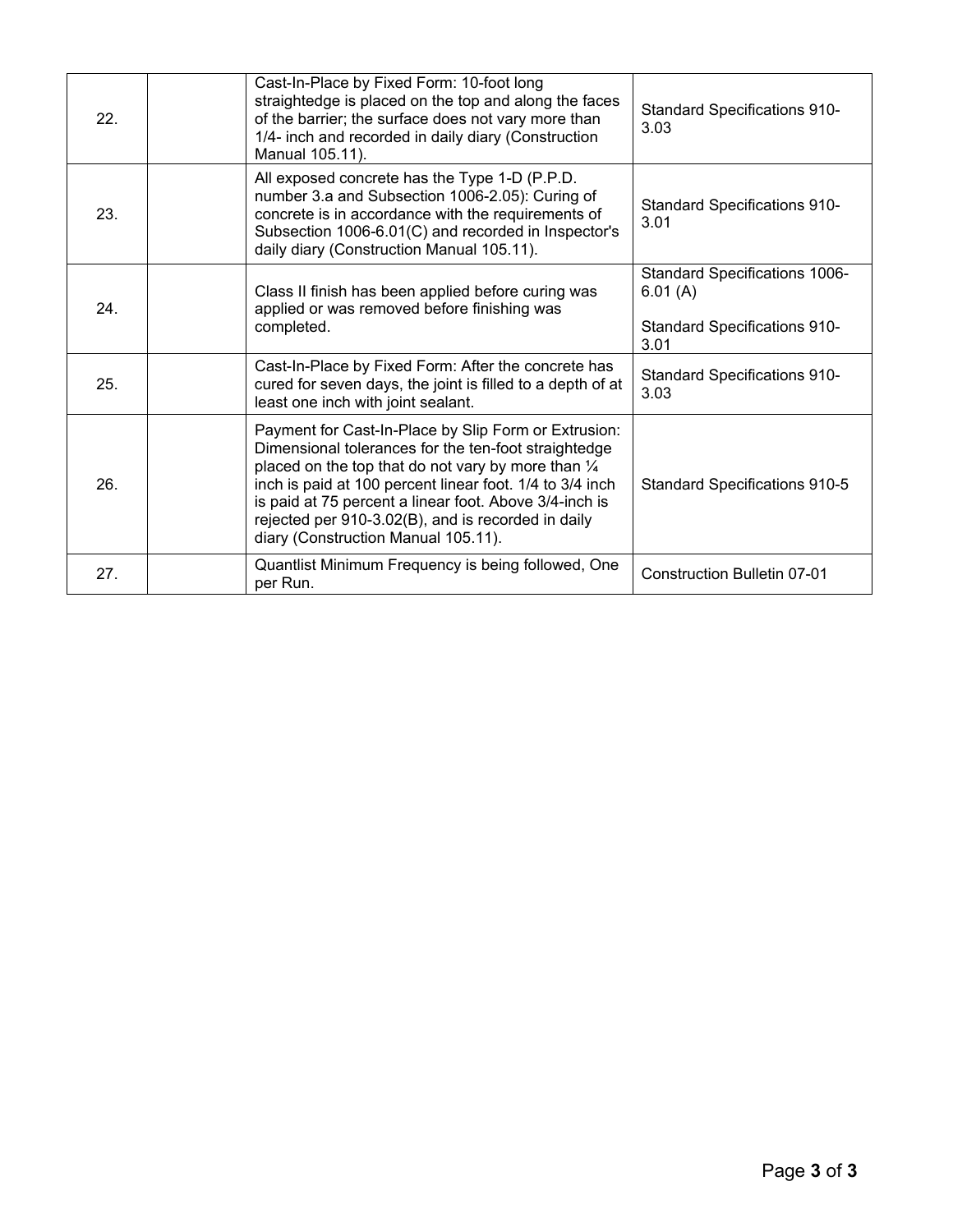| | | | |
|---|---|---|---|
| 22. | | Cast-In-Place by Fixed Form: 10-foot long straightedge is placed on the top and along the faces of the barrier; the surface does not vary more than 1/4- inch and recorded in daily diary (Construction Manual 105.11). | Standard Specifications 910-3.03 |
| 23. | | All exposed concrete has the Type 1-D (P.P.D. number 3.a and Subsection 1006-2.05): Curing of concrete is in accordance with the requirements of Subsection 1006-6.01(C) and recorded in Inspector's daily diary (Construction Manual 105.11). | Standard Specifications 910-3.01 |
| 24. | | Class II finish has been applied before curing was applied or was removed before finishing was completed. | Standard Specifications 1006-6.01 (A)<br><br>Standard Specifications 910-3.01 |
| 25. | | Cast-In-Place by Fixed Form: After the concrete has cured for seven days, the joint is filled to a depth of at least one inch with joint sealant. | Standard Specifications 910-3.03 |
| 26. | | Payment for Cast-In-Place by Slip Form or Extrusion: Dimensional tolerances for the ten-foot straightedge placed on the top that do not vary by more than ¼ inch is paid at 100 percent linear foot. 1/4 to 3/4 inch is paid at 75 percent a linear foot. Above 3/4-inch is rejected per 910-3.02(B), and is recorded in daily diary (Construction Manual 105.11). | Standard Specifications 910-5 |
| 27. | | Quantlist Minimum Frequency is being followed, One per Run. | Construction Bulletin 07-01 |